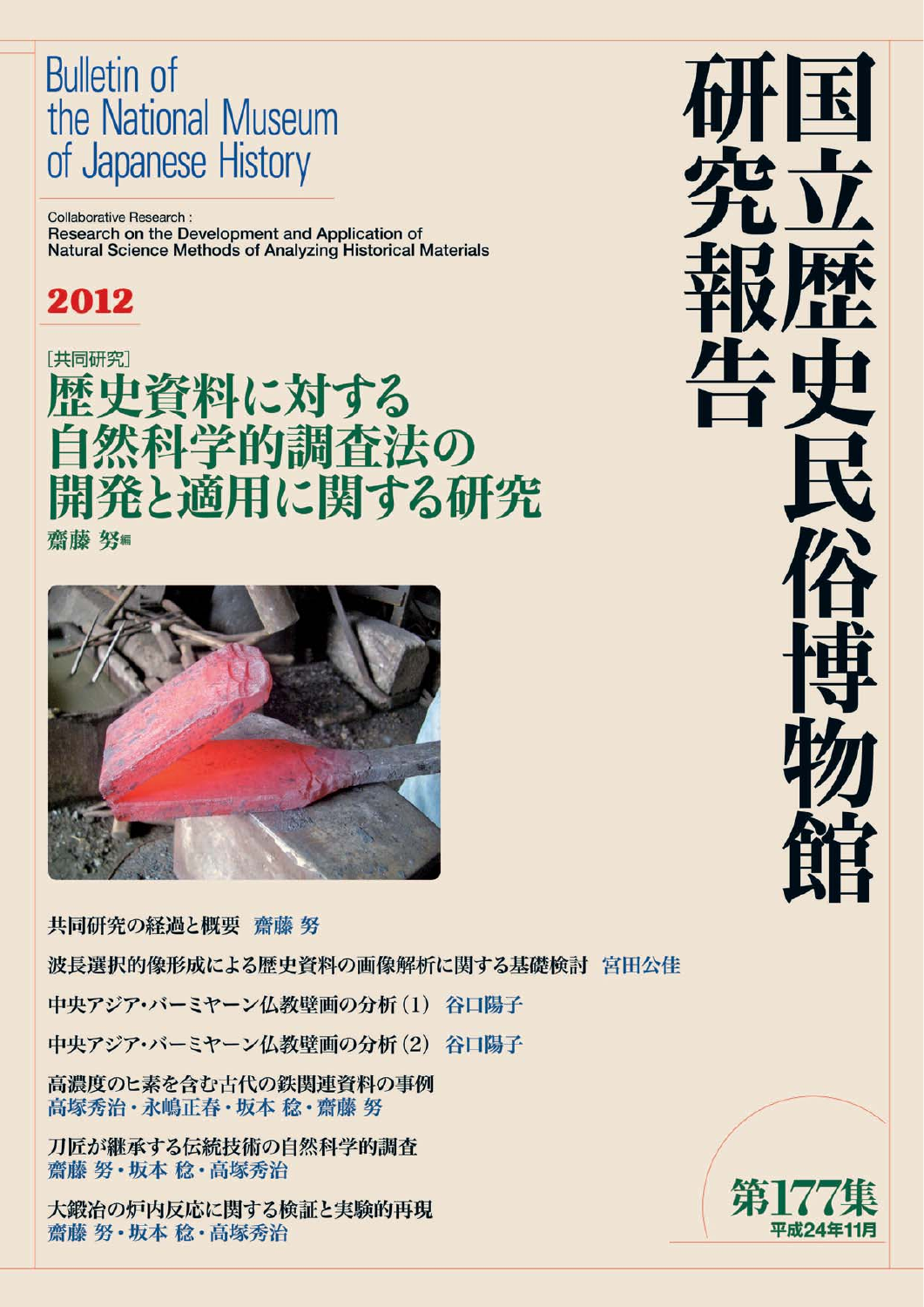# 国立歴史民俗博物館研究報告

Bulletin of the National Museum of Japanese History

Collaborative Research :
Research on the Development and Application of Natural Science Methods of Analyzing Historical Materials

**2012**

[共同研究]

## 歴史資料に対する自然科学的調査法の開発と適用に関する研究

齋藤 努編

共同研究の経過と概要　齋藤 努

波長選択的像形成による歴史資料の画像解析に関する基礎検討　宮田公佳

中央アジア・バーミヤーン仏教壁画の分析（1）　谷口陽子

中央アジア・バーミヤーン仏教壁画の分析（2）　谷口陽子

高濃度のヒ素を含む古代の鉄関連資料の事例
高塚秀治・永嶋正春・坂本 稔・齋藤 努

刀匠が継承する伝統技術の自然科学的調査
齋藤 努・坂本 稔・高塚秀治

大鍛冶の炉内反応に関する検証と実験的再現
齋藤 努・坂本 稔・高塚秀治

**第177集**
平成24年11月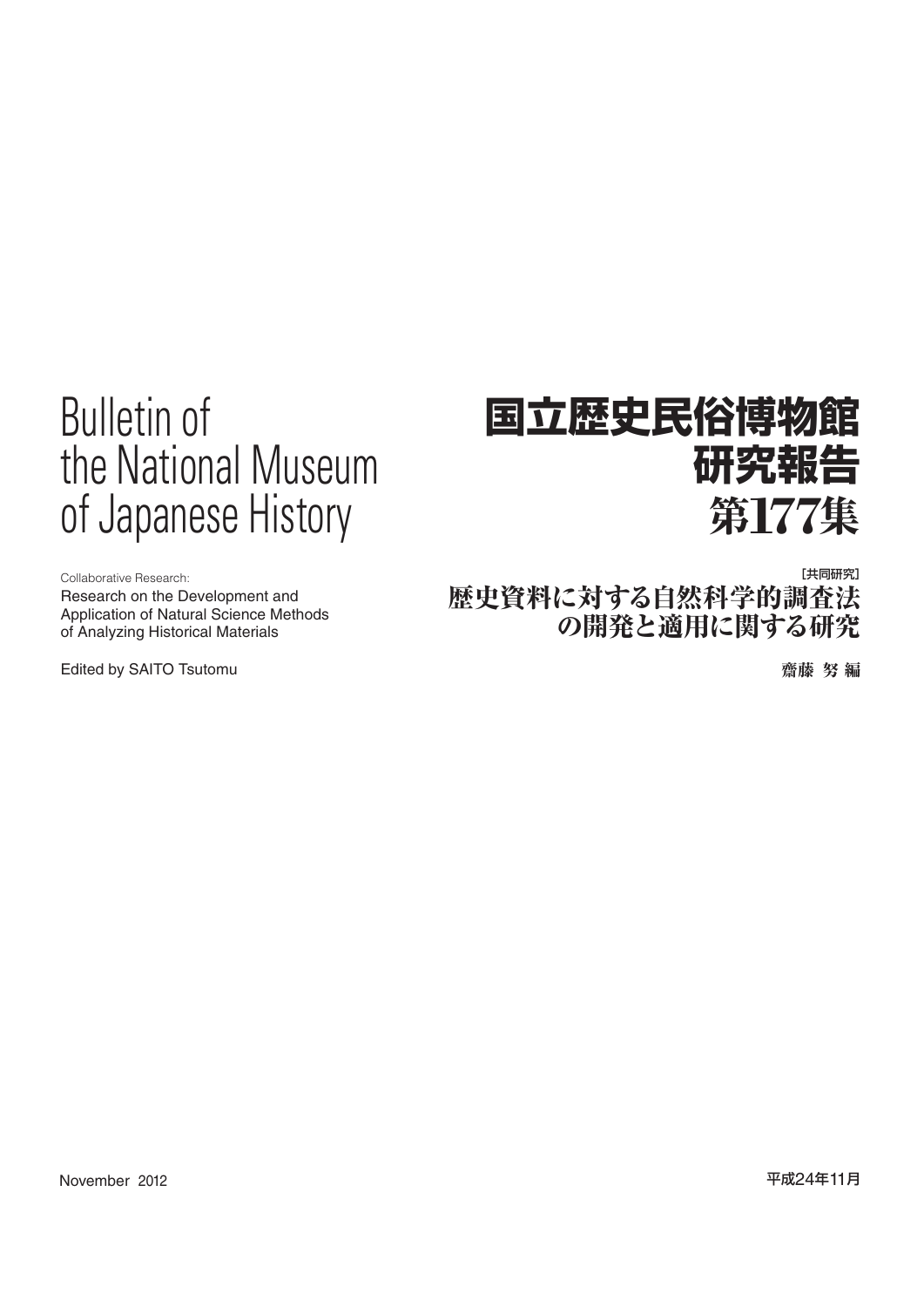# Bulletin of the National Museum of Japanese History

Collaborative Research:

Research on the Development and Application of Natural Science Methods of Analyzing Historical Materials

Edited by SAITO Tsutomu

# 国立歴史民俗博物館研究報告 第177集

［共同研究］

## 歴史資料に対する自然科学的調査法の開発と適用に関する研究

齋藤 努 編

November 2012

平成24年11月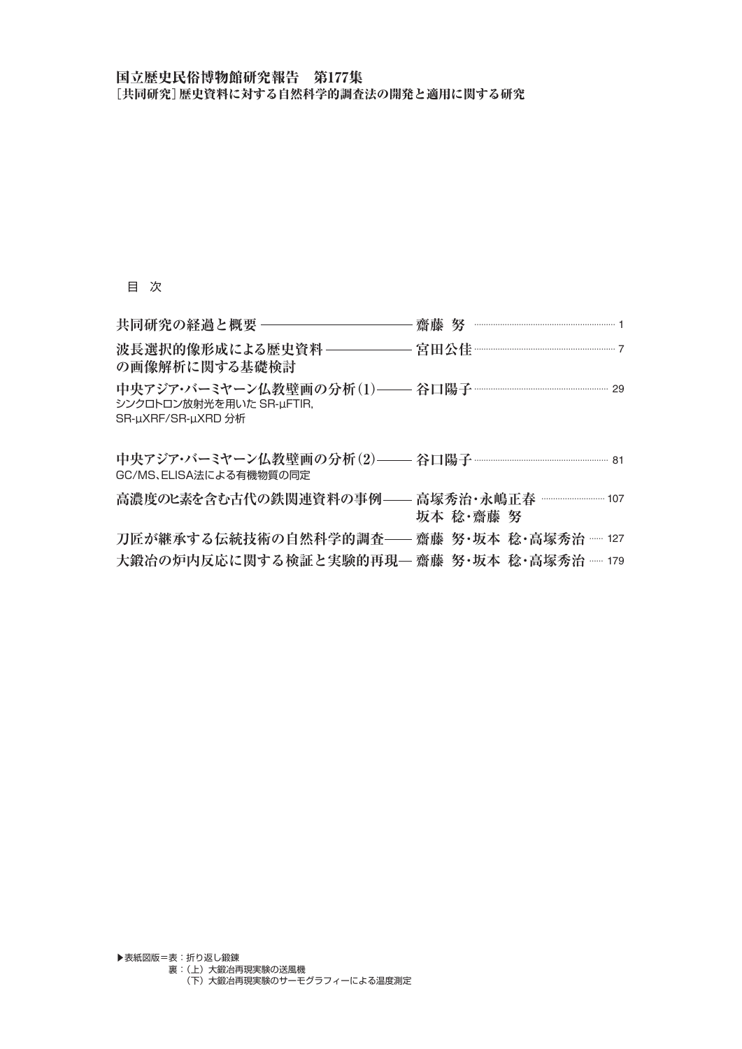# 国立歴史民俗博物館研究報告　第177集

**［共同研究］歴史資料に対する自然科学的調査法の開発と適用に関する研究**

目　次

| タイトル | 著者 | 頁 |
|---|---|---|
| 共同研究の経過と概要 | 齋藤 努 | 1 |
| 波長選択的像形成による歴史資料の画像解析に関する基礎検討 | 宮田公佳 | 7 |
| 中央アジア・バーミヤーン仏教壁画の分析（1）<br>シンクロトロン放射光を用いた SR-µFTIR, SR-µXRF/SR-µXRD 分析 | 谷口陽子 | 29 |
| 中央アジア・バーミヤーン仏教壁画の分析（2）<br>GC/MS、ELISA法による有機物質の同定 | 谷口陽子 | 81 |
| 高濃度のヒ素を含む古代の鉄関連資料の事例 | 高塚秀治・永嶋正春<br>坂本 稔・齋藤 努 | 107 |
| 刀匠が継承する伝統技術の自然科学的調査 | 齋藤 努・坂本 稔・高塚秀治 | 127 |
| 大鍛冶の炉内反応に関する検証と実験的再現 | 齋藤 努・坂本 稔・高塚秀治 | 179 |

▶表紙図版＝表：折り返し鍛錬
裏：（上）大鍛冶再現実験の送風機
（下）大鍛冶再現実験のサーモグラフィーによる温度測定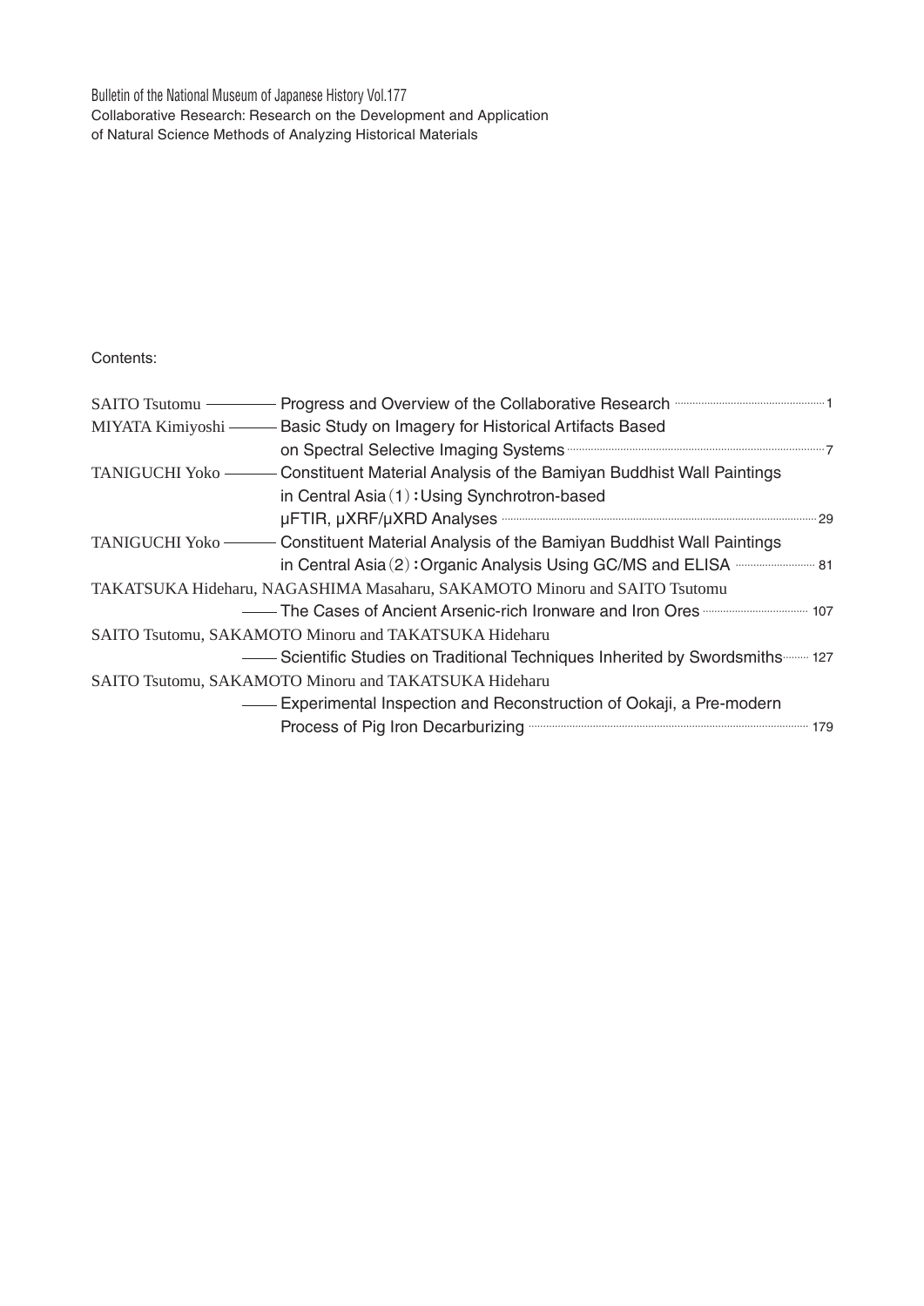Bulletin of the National Museum of Japanese History Vol.177

Collaborative Research: Research on the Development and Application of Natural Science Methods of Analyzing Historical Materials

Contents:

SAITO Tsutomu —— Progress and Overview of the Collaborative Research ……… 1

MIYATA Kimiyoshi —— Basic Study on Imagery for Historical Artifacts Based on Spectral Selective Imaging Systems ……… 7

TANIGUCHI Yoko —— Constituent Material Analysis of the Bamiyan Buddhist Wall Paintings in Central Asia（1）：Using Synchrotron-based μFTIR, μXRF/μXRD Analyses ……… 29

TANIGUCHI Yoko —— Constituent Material Analysis of the Bamiyan Buddhist Wall Paintings in Central Asia（2）：Organic Analysis Using GC/MS and ELISA ……… 81

TAKATSUKA Hideharu, NAGASHIMA Masaharu, SAKAMOTO Minoru and SAITO Tsutomu
—— The Cases of Ancient Arsenic-rich Ironware and Iron Ores ……… 107

SAITO Tsutomu, SAKAMOTO Minoru and TAKATSUKA Hideharu
—— Scientific Studies on Traditional Techniques Inherited by Swordsmiths ……… 127

SAITO Tsutomu, SAKAMOTO Minoru and TAKATSUKA Hideharu
—— Experimental Inspection and Reconstruction of Ookaji, a Pre-modern Process of Pig Iron Decarburizing ……… 179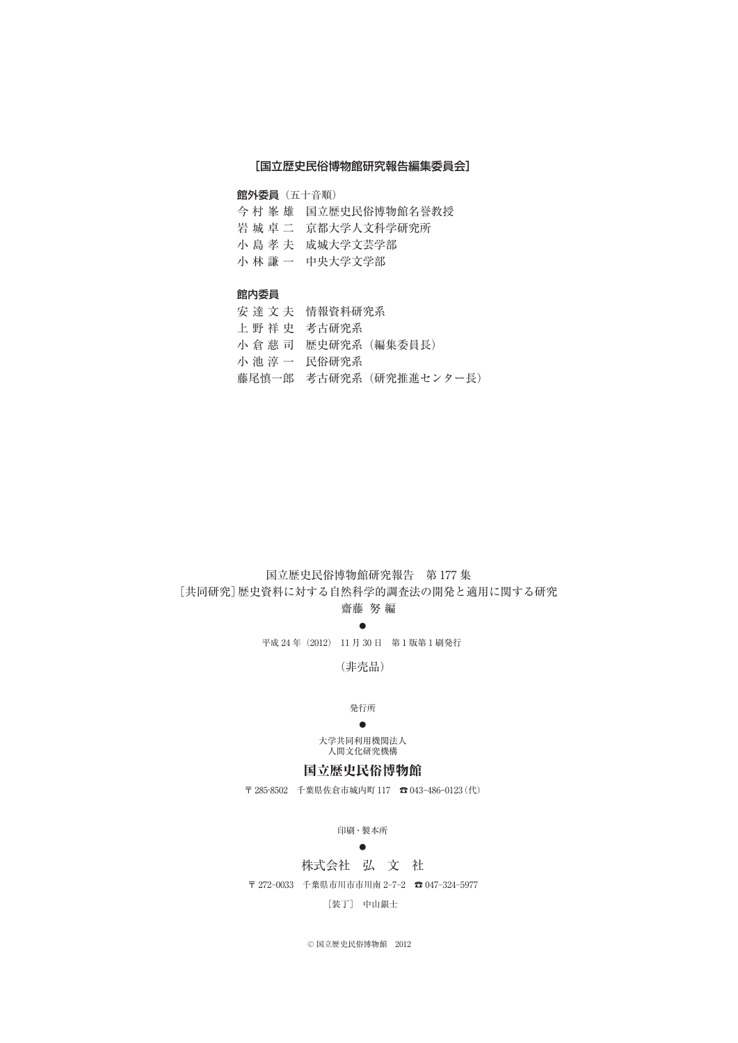## [国立歴史民俗博物館研究報告編集委員会]

**館外委員**（五十音順）

今 村 峯 雄　国立歴史民俗博物館名誉教授
岩 城 卓 二　京都大学人文科学研究所
小 島 孝 夫　成城大学文芸学部
小 林 謙 一　中央大学文学部

**館内委員**

安 達 文 夫　情報資料研究系
上 野 祥 史　考古研究系
小 倉 慈 司　歴史研究系（編集委員長）
小 池 淳 一　民俗研究系
藤尾慎一郎　考古研究系（研究推進センター長）

国立歴史民俗博物館研究報告　第 177 集
[共同研究] 歴史資料に対する自然科学的調査法の開発と適用に関する研究
齋藤 努 編

●

平成 24 年（2012）11 月 30 日　第 1 版第 1 刷発行

（非売品）

発行所

●

大学共同利用機関法人
人間文化研究機構

**国立歴史民俗博物館**

〒 285-8502　千葉県佐倉市城内町 117　☎ 043-486-0123（代）

印刷・製本所

●

株式会社　弘　文　社

〒 272-0033　千葉県市川市市川南 2-7-2　☎ 047-324-5977

［装丁］　中山銀士

© 国立歴史民俗博物館　2012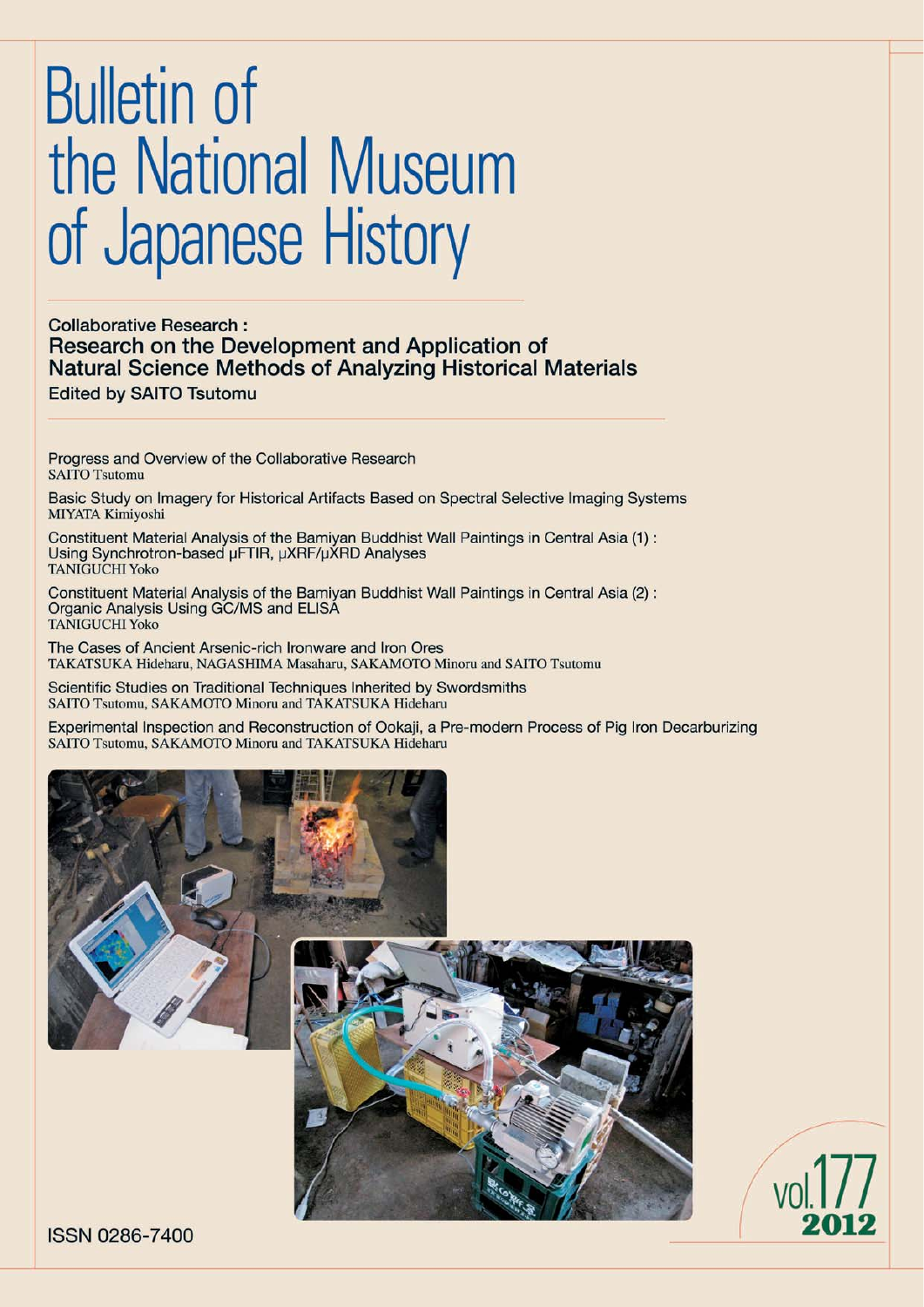# Bulletin of the National Museum of Japanese History

**Collaborative Research :**
**Research on the Development and Application of Natural Science Methods of Analyzing Historical Materials**
Edited by SAITO Tsutomu

Progress and Overview of the Collaborative Research
SAITO Tsutomu

Basic Study on Imagery for Historical Artifacts Based on Spectral Selective Imaging Systems
MIYATA Kimiyoshi

Constituent Material Analysis of the Bamiyan Buddhist Wall Paintings in Central Asia (1) : Using Synchrotron-based μFTIR, μXRF/μXRD Analyses
TANIGUCHI Yoko

Constituent Material Analysis of the Bamiyan Buddhist Wall Paintings in Central Asia (2) : Organic Analysis Using GC/MS and ELISA
TANIGUCHI Yoko

The Cases of Ancient Arsenic-rich Ironware and Iron Ores
TAKATSUKA Hideharu, NAGASHIMA Masaharu, SAKAMOTO Minoru and SAITO Tsutomu

Scientific Studies on Traditional Techniques Inherited by Swordsmiths
SAITO Tsutomu, SAKAMOTO Minoru and TAKATSUKA Hideharu

Experimental Inspection and Reconstruction of Ookaji, a Pre-modern Process of Pig Iron Decarburizing
SAITO Tsutomu, SAKAMOTO Minoru and TAKATSUKA Hideharu

vol.177
2012

ISSN 0286-7400